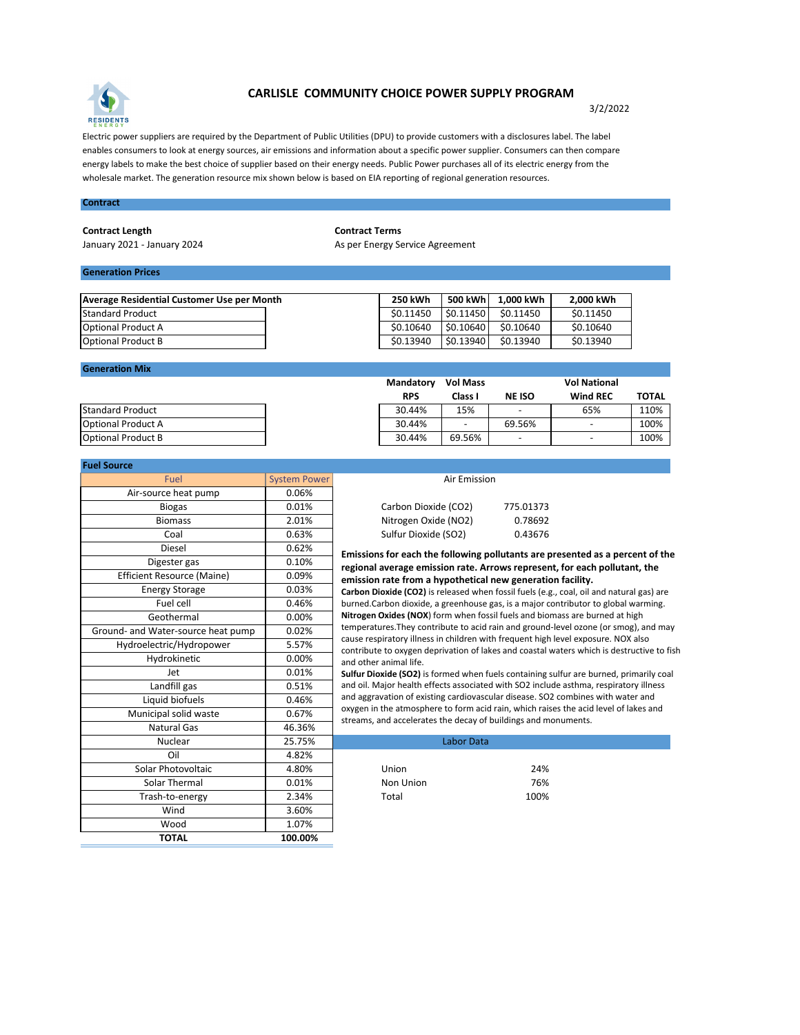# CARLISLE COMMUNITY CHOICE POWER SUPPLY PROGRAM

3/2/2022

Electric power suppliers are required by the Department of Public Utilities (DPU) to provide customers with a disclosures label. The label enables consumers to look at energy sources, air emissions and information about a specific power supplier. Consumers can then compare energy labels to make the best choice of supplier based on their energy needs. Public Power purchases all of its electric energy from the wholesale market. The generation resource mix shown below is based on EIA reporting of regional generation resources.

## Contract

**Contract Length**
January 2021 - January 2024

**Contract Terms**
As per Energy Service Agreement

## Generation Prices

| Average Residential Customer Use per Month | 250 kWh | 500 kWh | 1,000 kWh | 2,000 kWh |
|---|---|---|---|---|
| Standard Product | \$0.11450 | \$0.11450 | \$0.11450 | \$0.11450 |
| Optional Product A | \$0.10640 | \$0.10640 | \$0.10640 | \$0.10640 |
| Optional Product B | \$0.13940 | \$0.13940 | \$0.13940 | \$0.13940 |

## Generation Mix

| | Mandatory RPS | Vol Mass Class I | NE ISO | Vol National Wind REC | TOTAL |
|---|---|---|---|---|---|
| Standard Product | 30.44% | 15% | - | 65% | 110% |
| Optional Product A | 30.44% | - | 69.56% | - | 100% |
| Optional Product B | 30.44% | 69.56% | - | - | 100% |

## Fuel Source

| Fuel | System Power |
|---|---|
| Air-source heat pump | 0.06% |
| Biogas | 0.01% |
| Biomass | 2.01% |
| Coal | 0.63% |
| Diesel | 0.62% |
| Digester gas | 0.10% |
| Efficient Resource (Maine) | 0.09% |
| Energy Storage | 0.03% |
| Fuel cell | 0.46% |
| Geothermal | 0.00% |
| Ground- and Water-source heat pump | 0.02% |
| Hydroelectric/Hydropower | 5.57% |
| Hydrokinetic | 0.00% |
| Jet | 0.01% |
| Landfill gas | 0.51% |
| Liquid biofuels | 0.46% |
| Municipal solid waste | 0.67% |
| Natural Gas | 46.36% |
| Nuclear | 25.75% |
| Oil | 4.82% |
| Solar Photovoltaic | 4.80% |
| Solar Thermal | 0.01% |
| Trash-to-energy | 2.34% |
| Wind | 3.60% |
| Wood | 1.07% |
| **TOTAL** | **100.00%** |

### Air Emission

| | |
|---|---|
| Carbon Dioxide ($CO_2$) | 775.01373 |
| Nitrogen Oxide ($NO_2$) | 0.78692 |
| Sulfur Dioxide ($SO_2$) | 0.43676 |

**Emissions for each the following pollutants are presented as a percent of the regional average emission rate. Arrows represent, for each pollutant, the emission rate from a hypothetical new generation facility.**

**Carbon Dioxide ($CO_2$)** is released when fossil fuels (e.g., coal, oil and natural gas) are burned.Carbon dioxide, a greenhouse gas, is a major contributor to global warming.

**Nitrogen Oxides (NOX)** form when fossil fuels and biomass are burned at high temperatures.They contribute to acid rain and ground-level ozone (or smog), and may cause respiratory illness in children with frequent high level exposure. NOX also contribute to oxygen deprivation of lakes and coastal waters which is destructive to fish and other animal life.

**Sulfur Dioxide ($SO_2$)** is formed when fuels containing sulfur are burned, primarily coal and oil. Major health effects associated with SO2 include asthma, respiratory illness and aggravation of existing cardiovascular disease. SO2 combines with water and oxygen in the atmosphere to form acid rain, which raises the acid level of lakes and streams, and accelerates the decay of buildings and monuments.

### Labor Data

| | |
|---|---|
| Union | 24% |
| Non Union | 76% |
| Total | 100% |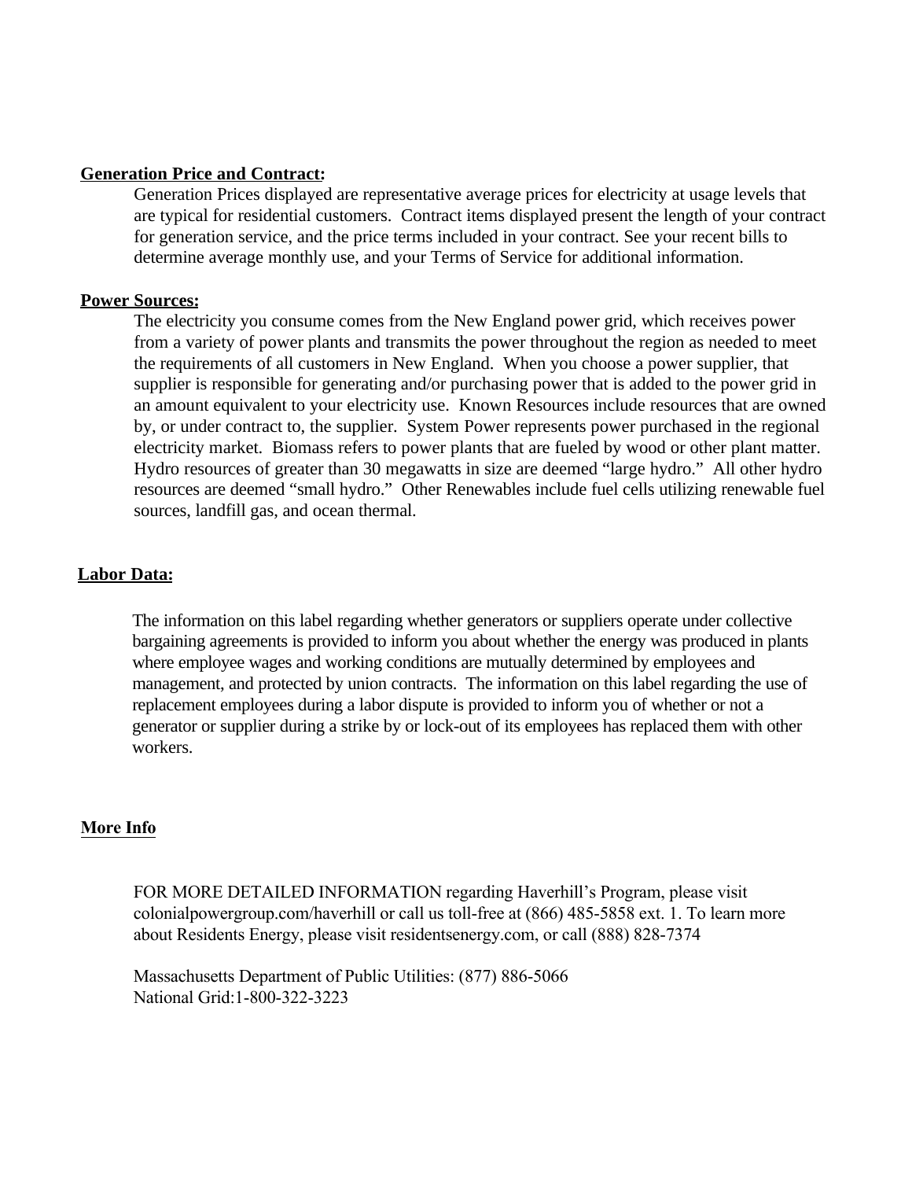**Generation Price and Contract:**

Generation Prices displayed are representative average prices for electricity at usage levels that are typical for residential customers. Contract items displayed present the length of your contract for generation service, and the price terms included in your contract. See your recent bills to determine average monthly use, and your Terms of Service for additional information.

**Power Sources:**

The electricity you consume comes from the New England power grid, which receives power from a variety of power plants and transmits the power throughout the region as needed to meet the requirements of all customers in New England. When you choose a power supplier, that supplier is responsible for generating and/or purchasing power that is added to the power grid in an amount equivalent to your electricity use. Known Resources include resources that are owned by, or under contract to, the supplier. System Power represents power purchased in the regional electricity market. Biomass refers to power plants that are fueled by wood or other plant matter. Hydro resources of greater than 30 megawatts in size are deemed "large hydro." All other hydro resources are deemed "small hydro." Other Renewables include fuel cells utilizing renewable fuel sources, landfill gas, and ocean thermal.

**Labor Data:**

The information on this label regarding whether generators or suppliers operate under collective bargaining agreements is provided to inform you about whether the energy was produced in plants where employee wages and working conditions are mutually determined by employees and management, and protected by union contracts. The information on this label regarding the use of replacement employees during a labor dispute is provided to inform you of whether or not a generator or supplier during a strike by or lock-out of its employees has replaced them with other workers.

**More Info**

FOR MORE DETAILED INFORMATION regarding Haverhill's Program, please visit colonialpowergroup.com/haverhill or call us toll-free at (866) 485-5858 ext. 1. To learn more about Residents Energy, please visit residentsenergy.com, or call (888) 828-7374

Massachusetts Department of Public Utilities: (877) 886-5066
National Grid:1-800-322-3223